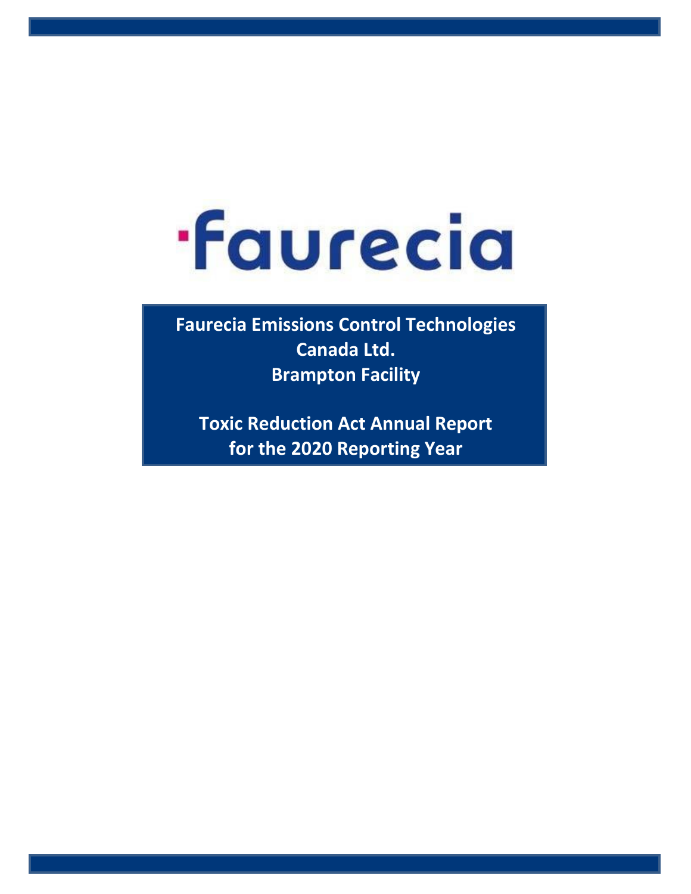faurecia

**Faurecia Emissions Control Technologies Canada Ltd.**
**Brampton Facility**

**Toxic Reduction Act Annual Report for the 2020 Reporting Year**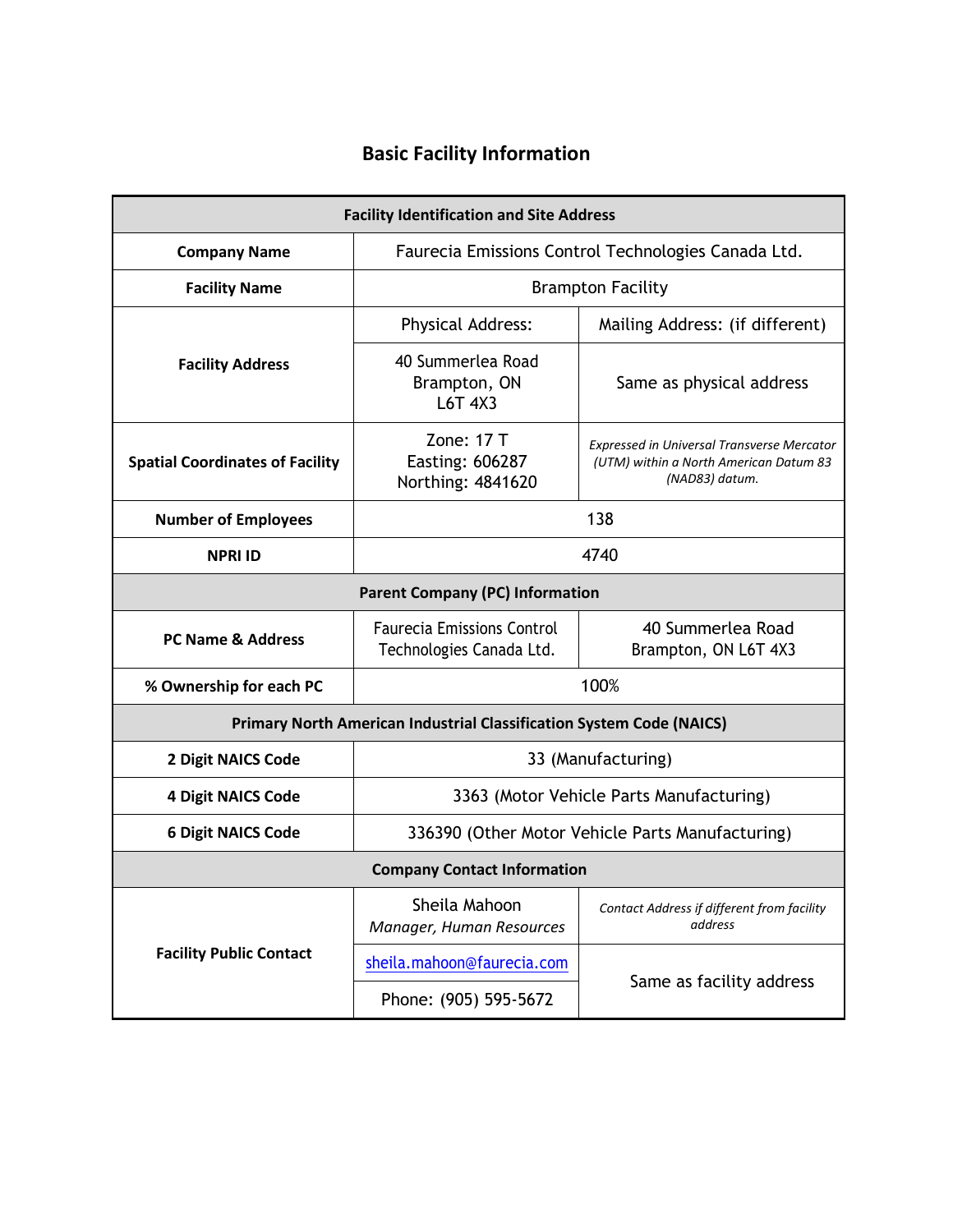# Basic Facility Information

| Facility Identification and Site Address | | |
|---|---|---|
| **Company Name** | Faurecia Emissions Control Technologies Canada Ltd. | |
| **Facility Name** | Brampton Facility | |
| **Facility Address** | Physical Address: | Mailing Address: (if different) |
| | 40 Summerlea Road<br>Brampton, ON<br>L6T 4X3 | Same as physical address |
| **Spatial Coordinates of Facility** | Zone: 17 T<br>Easting: 606287<br>Northing: 4841620 | *Expressed in Universal Transverse Mercator (UTM) within a North American Datum 83 (NAD83) datum.* |
| **Number of Employees** | 138 | |
| **NPRI ID** | 4740 | |
| **Parent Company (PC) Information** | | |
| **PC Name & Address** | Faurecia Emissions Control Technologies Canada Ltd. | 40 Summerlea Road<br>Brampton, ON L6T 4X3 |
| **% Ownership for each PC** | 100% | |
| **Primary North American Industrial Classification System Code (NAICS)** | | |
| **2 Digit NAICS Code** | 33 (Manufacturing) | |
| **4 Digit NAICS Code** | 3363 (Motor Vehicle Parts Manufacturing) | |
| **6 Digit NAICS Code** | 336390 (Other Motor Vehicle Parts Manufacturing) | |
| **Company Contact Information** | | |
| **Facility Public Contact** | Sheila Mahoon<br>*Manager, Human Resources* | *Contact Address if different from facility address* |
| | sheila.mahoon@faurecia.com | Same as facility address |
| | Phone: (905) 595-5672 | |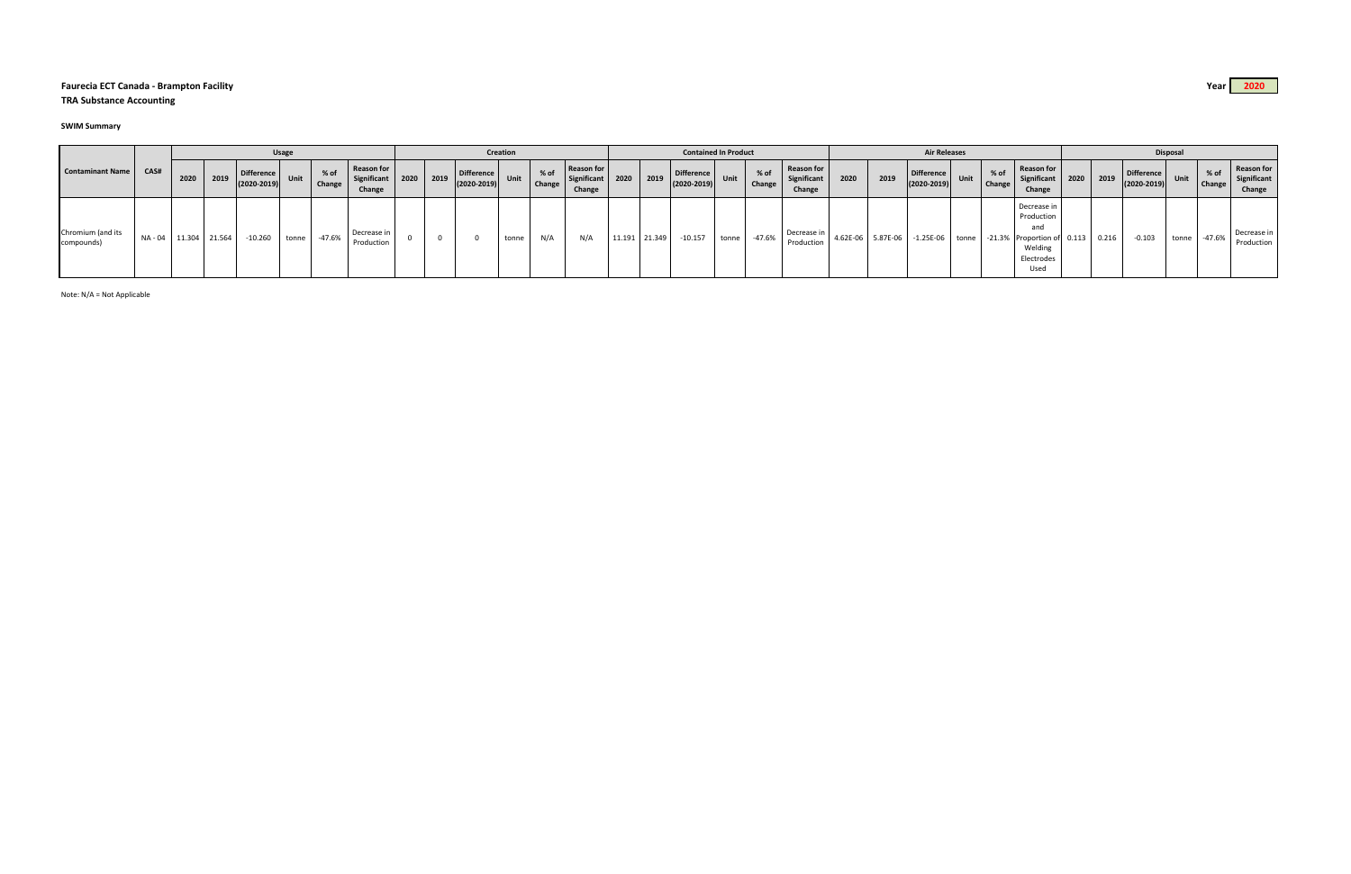**Faurecia ECT Canada - Brampton Facility**

**TRA Substance Accounting**

Year **2020**

**SWIM Summary**

| Contaminant Name | CAS# | Usage | | | | | | Creation | | | | | | Contained In Product | | | | | | Air Releases | | | | | | Disposal | | | | | |
|---|---|---|---|---|---|---|---|---|---|---|---|---|---|---|---|---|---|---|---|---|---|---|---|---|---|---|---|---|---|---|---|
| | | 2020 | 2019 | Difference (2020-2019) | Unit | % of Change | Reason for Significant Change | 2020 | 2019 | Difference (2020-2019) | Unit | % of Change | Reason for Significant Change | 2020 | 2019 | Difference (2020-2019) | Unit | % of Change | Reason for Significant Change | 2020 | 2019 | Difference (2020-2019) | Unit | % of Change | Reason for Significant Change | 2020 | 2019 | Difference (2020-2019) | Unit | % of Change | Reason for Significant Change |
| Chromium (and its compounds) | NA - 04 | 11.304 | 21.564 | -10.260 | tonne | -47.6% | Decrease in Production | 0 | 0 | 0 | tonne | N/A | N/A | 11.191 | 21.349 | -10.157 | tonne | -47.6% | Decrease in Production | 4.62E-06 | 5.87E-06 | -1.25E-06 | tonne | -21.3% | Decrease in Production and Proportion of Welding Electrodes Used | 0.113 | 0.216 | -0.103 | tonne | -47.6% | Decrease in Production |

Note: N/A = Not Applicable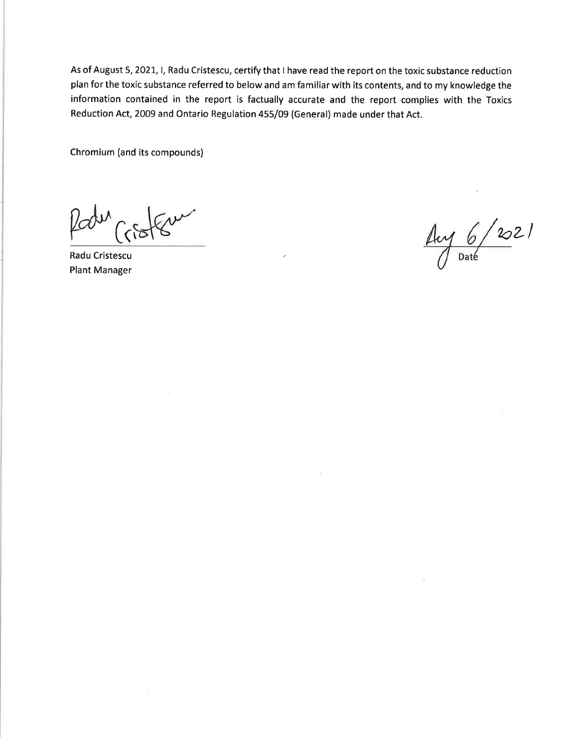As of August 5, 2021, I, Radu Cristescu, certify that I have read the report on the toxic substance reduction plan for the toxic substance referred to below and am familiar with its contents, and to my knowledge the information contained in the report is factually accurate and the report complies with the Toxics Reduction Act, 2009 and Ontario Regulation 455/09 (General) made under that Act.

Chromium (and its compounds)

Radu Cristescu
Plant Manager

Aug 6/2021
Date